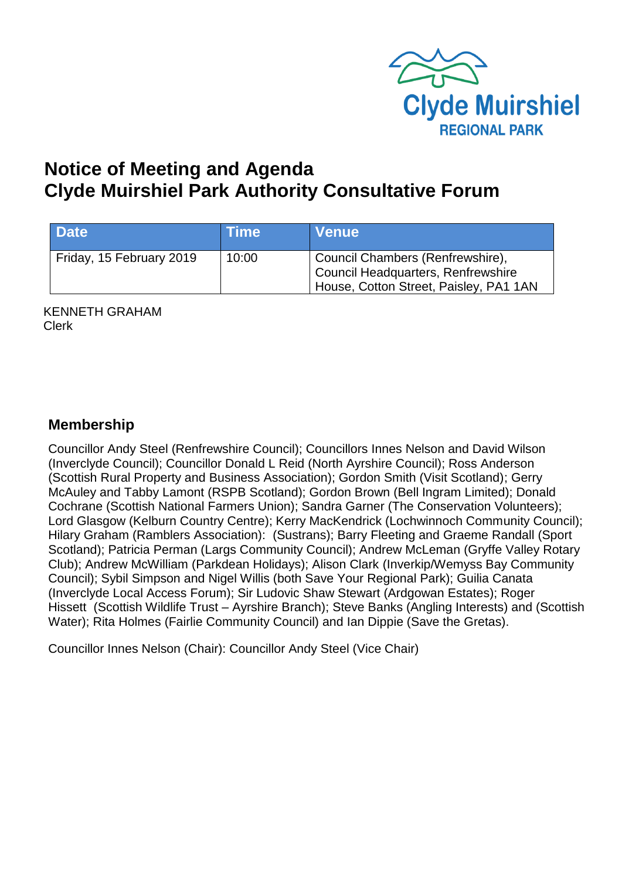Clyde Muirshiel
REGIONAL PARK

# Notice of Meeting and Agenda
# Clyde Muirshiel Park Authority Consultative Forum

| Date | Time | Venue |
|---|---|---|
| Friday, 15 February 2019 | 10:00 | Council Chambers (Renfrewshire), Council Headquarters, Renfrewshire House, Cotton Street, Paisley, PA1 1AN |

KENNETH GRAHAM
Clerk

## Membership

Councillor Andy Steel (Renfrewshire Council); Councillors Innes Nelson and David Wilson (Inverclyde Council); Councillor Donald L Reid (North Ayrshire Council); Ross Anderson (Scottish Rural Property and Business Association); Gordon Smith (Visit Scotland); Gerry McAuley and Tabby Lamont (RSPB Scotland); Gordon Brown (Bell Ingram Limited); Donald Cochrane (Scottish National Farmers Union); Sandra Garner (The Conservation Volunteers); Lord Glasgow (Kelburn Country Centre); Kerry MacKendrick (Lochwinnoch Community Council); Hilary Graham (Ramblers Association): (Sustrans); Barry Fleeting and Graeme Randall (Sport Scotland); Patricia Perman (Largs Community Council); Andrew McLeman (Gryffe Valley Rotary Club); Andrew McWilliam (Parkdean Holidays); Alison Clark (Inverkip/Wemyss Bay Community Council); Sybil Simpson and Nigel Willis (both Save Your Regional Park); Guilia Canata (Inverclyde Local Access Forum); Sir Ludovic Shaw Stewart (Ardgowan Estates); Roger Hissett (Scottish Wildlife Trust – Ayrshire Branch); Steve Banks (Angling Interests) and (Scottish Water); Rita Holmes (Fairlie Community Council) and Ian Dippie (Save the Gretas).

Councillor Innes Nelson (Chair): Councillor Andy Steel (Vice Chair)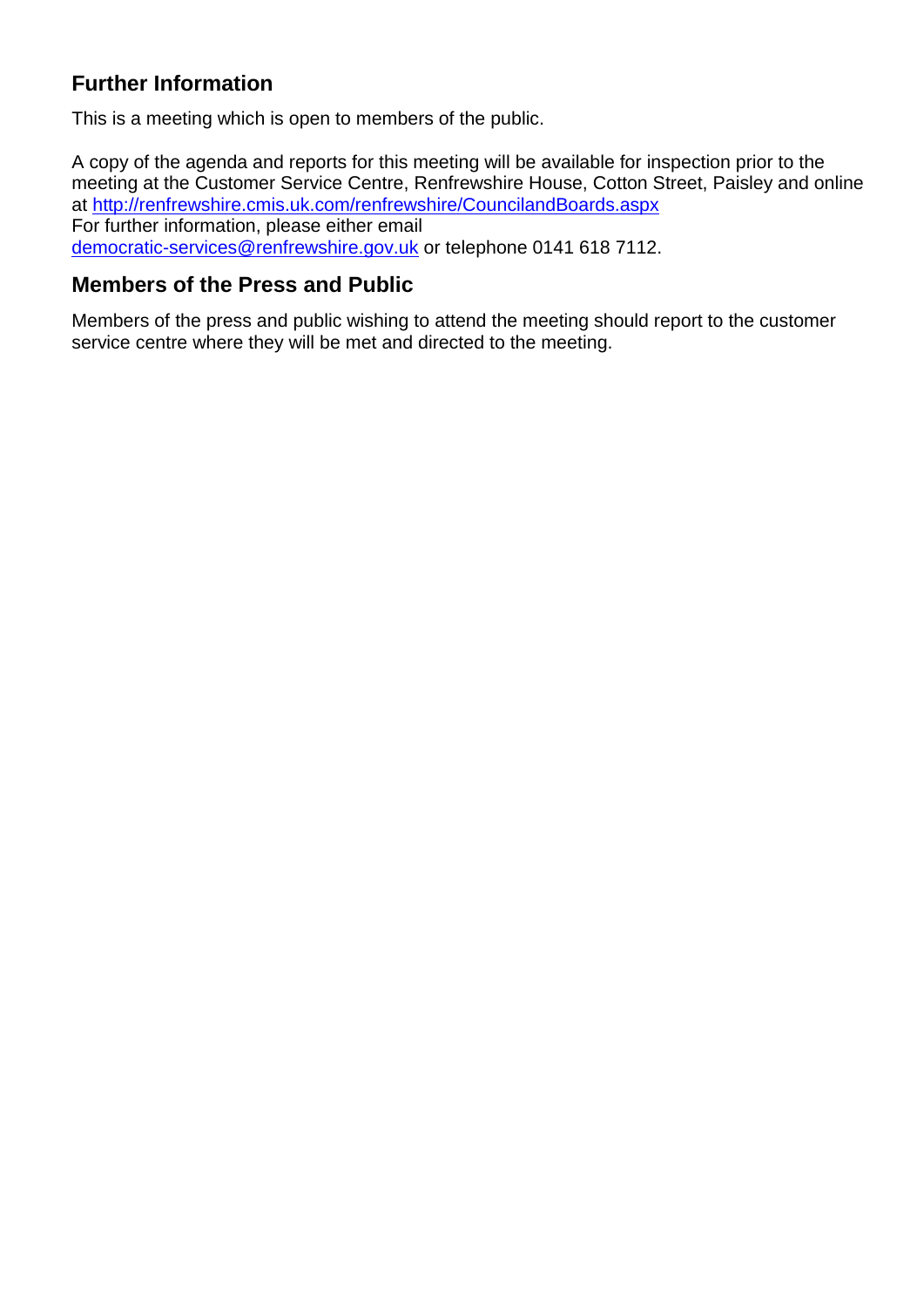## Further Information

This is a meeting which is open to members of the public.

A copy of the agenda and reports for this meeting will be available for inspection prior to the meeting at the Customer Service Centre, Renfrewshire House, Cotton Street, Paisley and online at http://renfrewshire.cmis.uk.com/renfrewshire/CouncilandBoards.aspx
For further information, please either email
democratic-services@renfrewshire.gov.uk or telephone 0141 618 7112.

## Members of the Press and Public

Members of the press and public wishing to attend the meeting should report to the customer service centre where they will be met and directed to the meeting.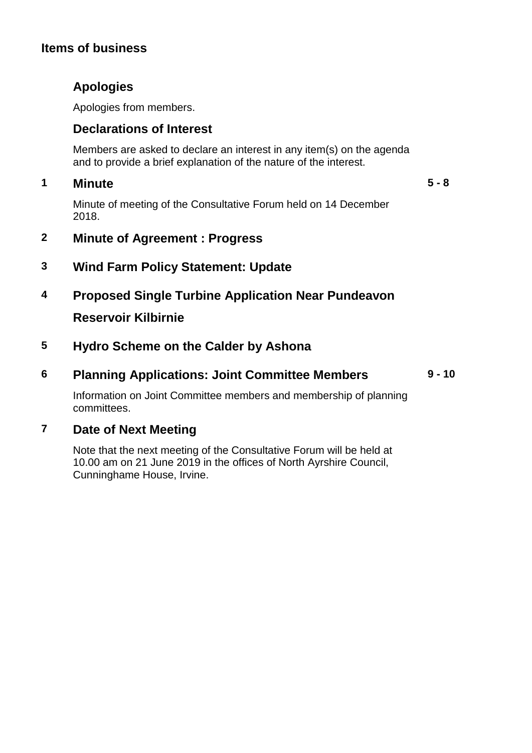## Items of business

### Apologies

Apologies from members.

### Declarations of Interest

Members are asked to declare an interest in any item(s) on the agenda and to provide a brief explanation of the nature of the interest.

### 1 Minute — 5 - 8

Minute of meeting of the Consultative Forum held on 14 December 2018.

### 2 Minute of Agreement : Progress

### 3 Wind Farm Policy Statement: Update

### 4 Proposed Single Turbine Application Near Pundeavon Reservoir Kilbirnie

### 5 Hydro Scheme on the Calder by Ashona

### 6 Planning Applications: Joint Committee Members — 9 - 10

Information on Joint Committee members and membership of planning committees.

### 7 Date of Next Meeting

Note that the next meeting of the Consultative Forum will be held at 10.00 am on 21 June 2019 in the offices of North Ayrshire Council, Cunninghame House, Irvine.